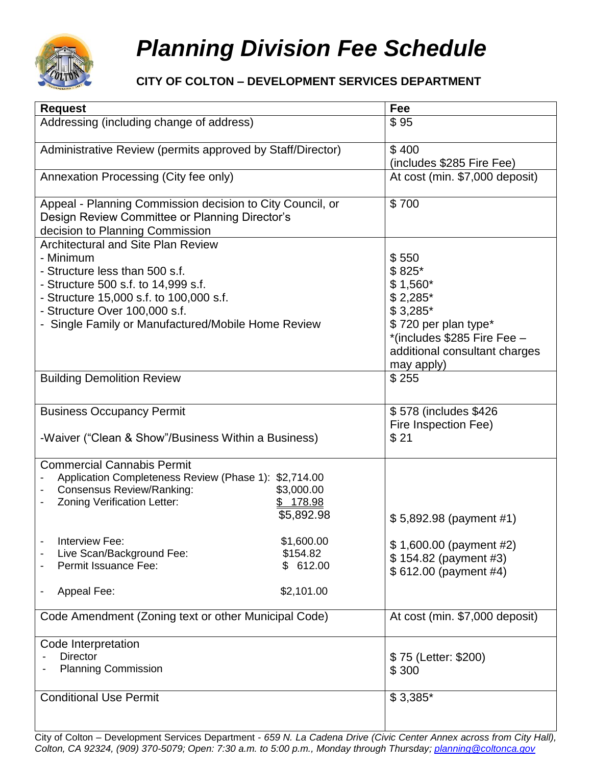# *Planning Division Fee Schedule*

**CITY OF COLTON – DEVELOPMENT SERVICES DEPARTMENT**

| Request | Fee |
|---|---|
| Addressing (including change of address) | $ 95 |
| Administrative Review (permits approved by Staff/Director) | $ 400<br>(includes $285 Fire Fee) |
| Annexation Processing (City fee only) | At cost (min. $7,000 deposit) |
| Appeal - Planning Commission decision to City Council, or Design Review Committee or Planning Director's decision to Planning Commission | $ 700 |
| Architectural and Site Plan Review<br>- Minimum<br>- Structure less than 500 s.f.<br>- Structure 500 s.f. to 14,999 s.f.<br>- Structure 15,000 s.f. to 100,000 s.f.<br>- Structure Over 100,000 s.f.<br>- Single Family or Manufactured/Mobile Home Review | <br>$ 550<br>$ 825*<br>$ 1,560*<br>$ 2,285*<br>$ 3,285*<br>$ 720 per plan type*<br>*(includes $285 Fire Fee – additional consultant charges may apply) |
| Building Demolition Review | $ 255 |
| Business Occupancy Permit<br><br>-Waiver ("Clean & Show"/Business Within a Business) | $ 578 (includes $426 Fire Inspection Fee)<br>$ 21 |
| Commercial Cannabis Permit<br>- Application Completeness Review (Phase 1): $2,714.00<br>- Consensus Review/Ranking: $3,000.00<br>- Zoning Verification Letter: $ 178.98<br>$5,892.98<br><br>- Interview Fee: $1,600.00<br>- Live Scan/Background Fee: $154.82<br>- Permit Issuance Fee: $ 612.00<br><br>- Appeal Fee: $2,101.00 | <br><br><br><br>$ 5,892.98 (payment #1)<br><br>$ 1,600.00 (payment #2)<br>$ 154.82 (payment #3)<br>$ 612.00 (payment #4) |
| Code Amendment (Zoning text or other Municipal Code) | At cost (min. $7,000 deposit) |
| Code Interpretation<br>- Director<br>- Planning Commission | <br>$ 75 (Letter: $200)<br>$ 300 |
| Conditional Use Permit | $ 3,385* |

City of Colton – Development Services Department - *659 N. La Cadena Drive (Civic Center Annex across from City Hall), Colton, CA 92324, (909) 370-5079; Open: 7:30 a.m. to 5:00 p.m., Monday through Thursday; planning@coltonca.gov*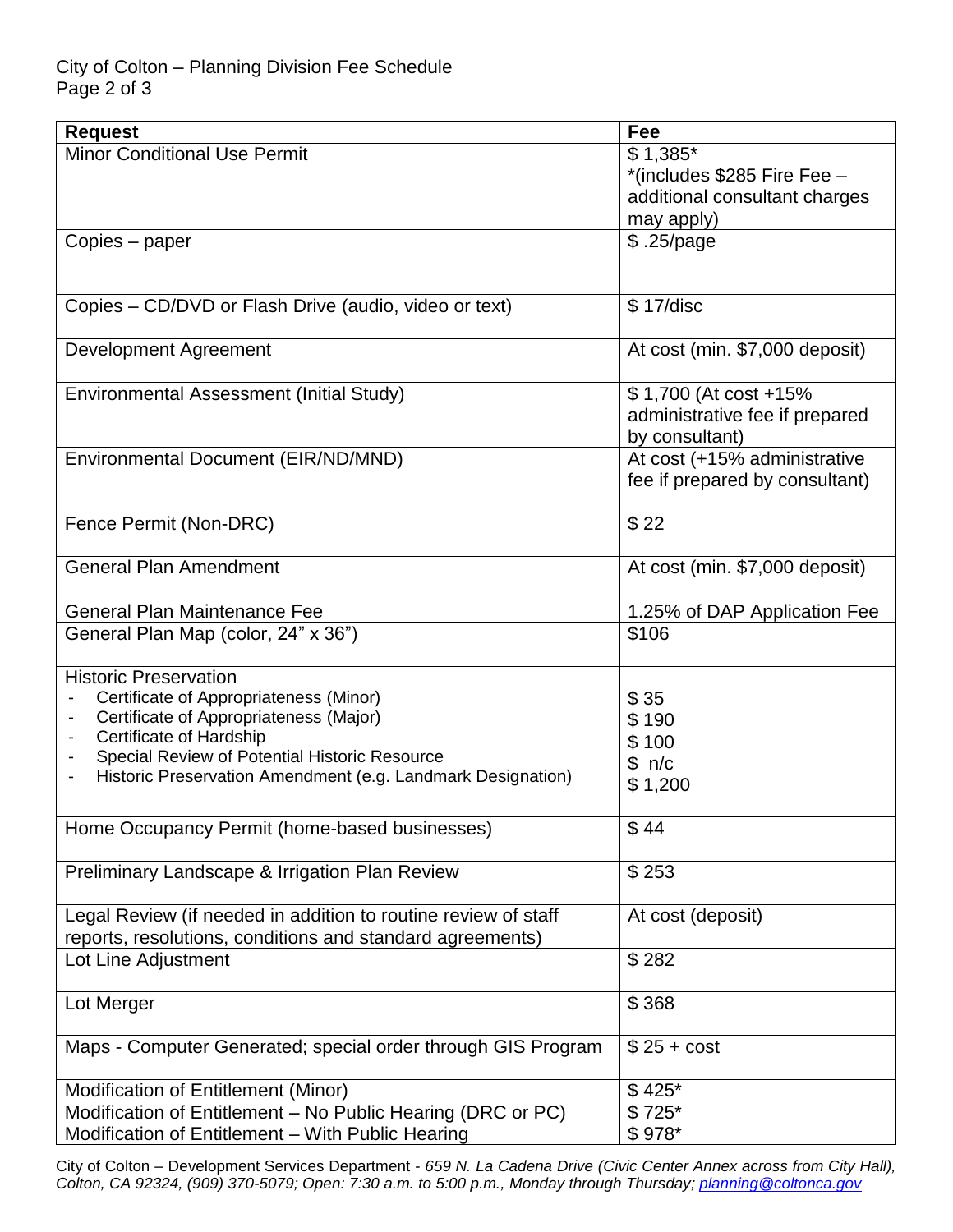| Request | Fee |
|---|---|
| Minor Conditional Use Permit | $ 1,385* *(includes $285 Fire Fee – additional consultant charges may apply) |
| Copies – paper | $ .25/page |
| Copies – CD/DVD or Flash Drive (audio, video or text) | $ 17/disc |
| Development Agreement | At cost (min. $7,000 deposit) |
| Environmental Assessment (Initial Study) | $ 1,700 (At cost +15% administrative fee if prepared by consultant) |
| Environmental Document (EIR/ND/MND) | At cost (+15% administrative fee if prepared by consultant) |
| Fence Permit (Non-DRC) | $ 22 |
| General Plan Amendment | At cost (min. $7,000 deposit) |
| General Plan Maintenance Fee | 1.25% of DAP Application Fee |
| General Plan Map (color, 24" x 36") | $106 |
| Historic Preservation<br>- Certificate of Appropriateness (Minor)<br>- Certificate of Appropriateness (Major)<br>- Certificate of Hardship<br>- Special Review of Potential Historic Resource<br>- Historic Preservation Amendment (e.g. Landmark Designation) | <br>$ 35<br>$ 190<br>$ 100<br>$ n/c<br>$ 1,200 |
| Home Occupancy Permit (home-based businesses) | $ 44 |
| Preliminary Landscape & Irrigation Plan Review | $ 253 |
| Legal Review (if needed in addition to routine review of staff reports, resolutions, conditions and standard agreements) | At cost (deposit) |
| Lot Line Adjustment | $ 282 |
| Lot Merger | $ 368 |
| Maps - Computer Generated; special order through GIS Program | $ 25 + cost |
| Modification of Entitlement (Minor)<br>Modification of Entitlement – No Public Hearing (DRC or PC)<br>Modification of Entitlement – With Public Hearing | $ 425*<br>$ 725*<br>$ 978* |

City of Colton – Development Services Department - *659 N. La Cadena Drive (Civic Center Annex across from City Hall), Colton, CA 92324, (909) 370-5079; Open: 7:30 a.m. to 5:00 p.m., Monday through Thursday; planning@coltonca.gov*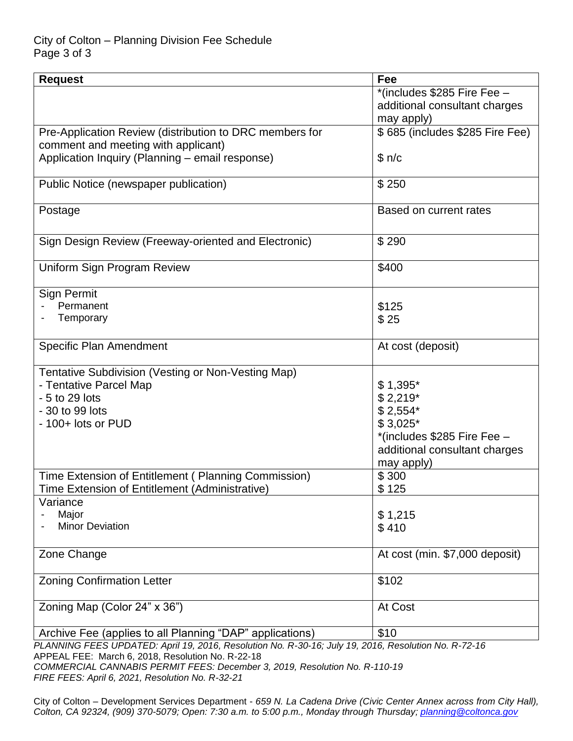City of Colton – Planning Division Fee Schedule

| Request | Fee |
|---|---|
| | *(includes $285 Fire Fee – additional consultant charges may apply) |
| Pre-Application Review (distribution to DRC members for comment and meeting with applicant)<br>Application Inquiry (Planning – email response) | $ 685 (includes $285 Fire Fee)<br>$ n/c |
| Public Notice (newspaper publication) | $ 250 |
| Postage | Based on current rates |
| Sign Design Review (Freeway-oriented and Electronic) | $ 290 |
| Uniform Sign Program Review | $400 |
| Sign Permit<br>- Permanent<br>- Temporary | <br>$125<br>$ 25 |
| Specific Plan Amendment | At cost (deposit) |
| Tentative Subdivision (Vesting or Non-Vesting Map)<br>- Tentative Parcel Map<br>- 5 to 29 lots<br>- 30 to 99 lots<br>- 100+ lots or PUD | <br>$ 1,395*<br>$ 2,219*<br>$ 2,554*<br>$ 3,025*<br>*(includes $285 Fire Fee – additional consultant charges may apply) |
| Time Extension of Entitlement ( Planning Commission)<br>Time Extension of Entitlement (Administrative) | $ 300<br>$ 125 |
| Variance<br>- Major<br>- Minor Deviation | <br>$ 1,215<br>$ 410 |
| Zone Change | At cost (min. $7,000 deposit) |
| Zoning Confirmation Letter | $102 |
| Zoning Map (Color 24" x 36") | At Cost |
| Archive Fee (applies to all Planning "DAP" applications) | $10 |

*PLANNING FEES UPDATED: April 19, 2016, Resolution No. R-30-16; July 19, 2016, Resolution No. R-72-16*
APPEAL FEE: March 6, 2018, Resolution No. R-22-18
*COMMERCIAL CANNABIS PERMIT FEES: December 3, 2019, Resolution No. R-110-19*
*FIRE FEES: April 6, 2021, Resolution No. R-32-21*

City of Colton – Development Services Department - *659 N. La Cadena Drive (Civic Center Annex across from City Hall), Colton, CA 92324, (909) 370-5079; Open: 7:30 a.m. to 5:00 p.m., Monday through Thursday; planning@coltonca.gov*